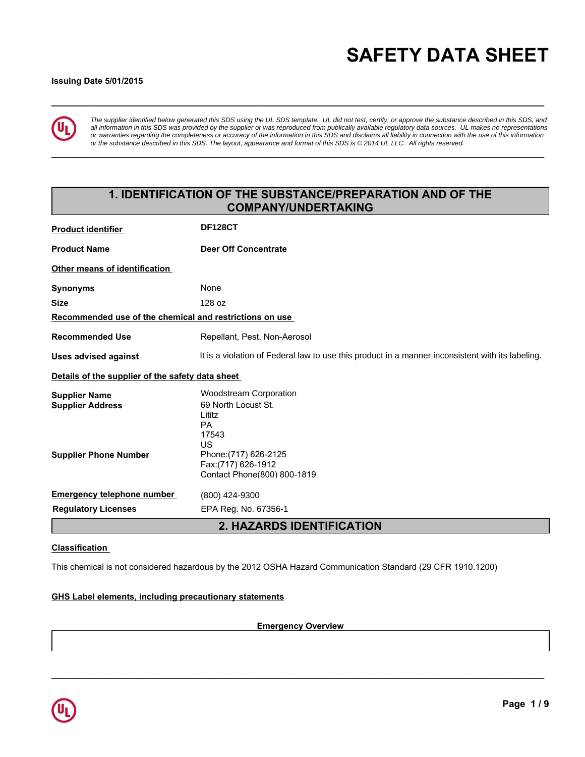# SAFETY DATA SHEET

**Issuing Date 5/01/2015**

*The supplier identified below generated this SDS using the UL SDS template. UL did not test, certify, or approve the substance described in this SDS, and all information in this SDS was provided by the supplier or was reproduced from publically available regulatory data sources. UL makes no representations or warranties regarding the completeness or accuracy of the information in this SDS and disclaims all liability in connection with the use of this information or the substance described in this SDS. The layout, appearance and format of this SDS is © 2014 UL LLC. All rights reserved.*

## 1. IDENTIFICATION OF THE SUBSTANCE/PREPARATION AND OF THE COMPANY/UNDERTAKING

**Product identifier** — **DF128CT**

**Product Name** — **Deer Off Concentrate**

**Other means of identification**

**Synonyms** — None

**Size** — 128 oz

**Recommended use of the chemical and restrictions on use**

**Recommended Use** — Repellant, Pest, Non-Aerosol

**Uses advised against** — It is a violation of Federal law to use this product in a manner inconsistent with its labeling.

**Details of the supplier of the safety data sheet**

**Supplier Name** — Woodstream Corporation

**Supplier Address** — 69 North Locust St.
Lititz
PA
17543
US

**Supplier Phone Number** — Phone:(717) 626-2125
Fax:(717) 626-1912
Contact Phone(800) 800-1819

**Emergency telephone number** — (800) 424-9300

**Regulatory Licenses** — EPA Reg. No. 67356-1

## 2. HAZARDS IDENTIFICATION

**Classification**

This chemical is not considered hazardous by the 2012 OSHA Hazard Communication Standard (29 CFR 1910.1200)

**GHS Label elements, including precautionary statements**

**Emergency Overview**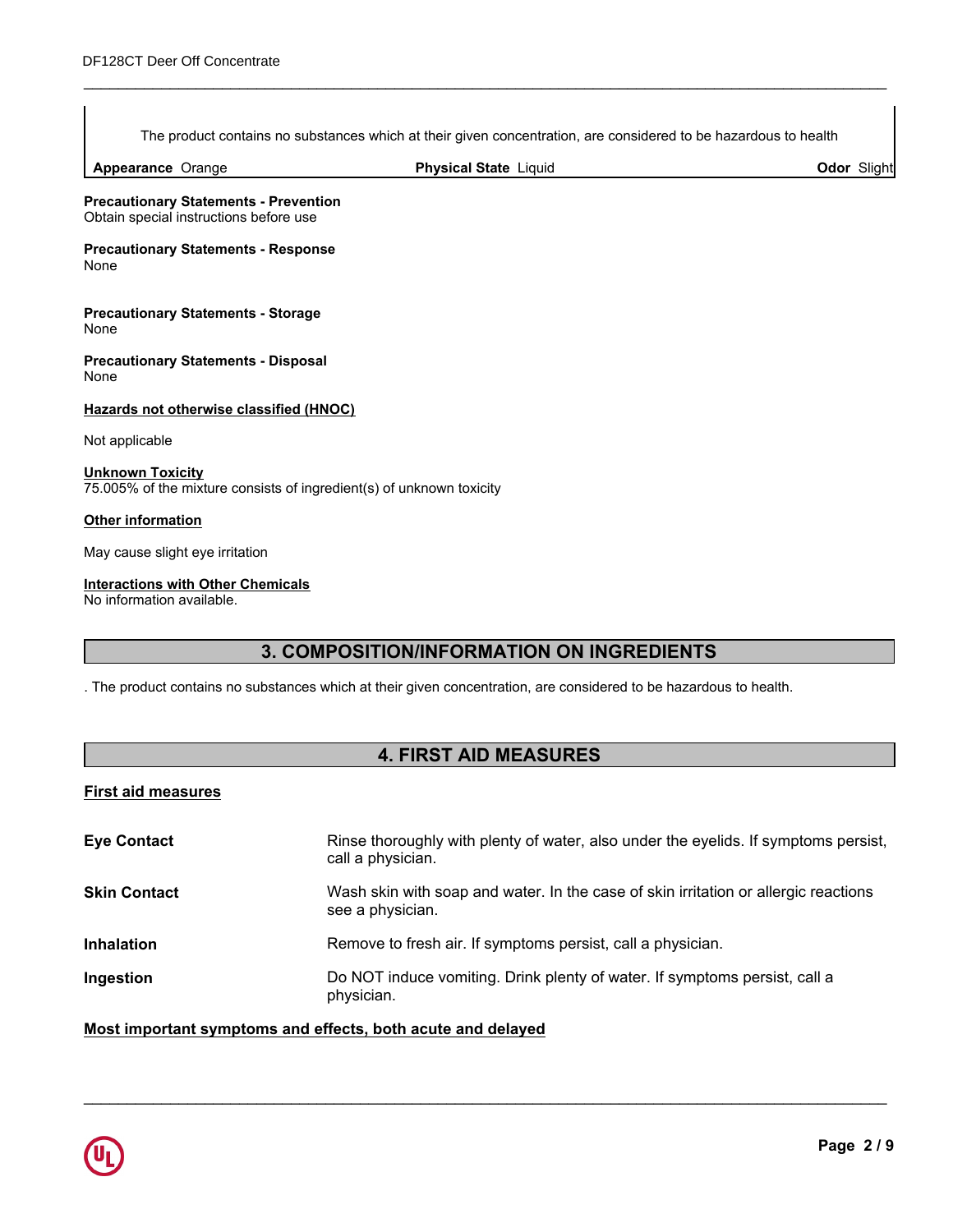The product contains no substances which at their given concentration, are considered to be hazardous to health

| **Appearance** Orange | **Physical State** Liquid | **Odor** Slight |
|---|---|---|

**Precautionary Statements - Prevention**
Obtain special instructions before use

**Precautionary Statements - Response**
None

**Precautionary Statements - Storage**
None

**Precautionary Statements - Disposal**
None

**Hazards not otherwise classified (HNOC)**

Not applicable

**Unknown Toxicity**
75.005% of the mixture consists of ingredient(s) of unknown toxicity

**Other information**

May cause slight eye irritation

**Interactions with Other Chemicals**
No information available.

## 3. COMPOSITION/INFORMATION ON INGREDIENTS

. The product contains no substances which at their given concentration, are considered to be hazardous to health.

## 4. FIRST AID MEASURES

**First aid measures**

| | |
|---|---|
| **Eye Contact** | Rinse thoroughly with plenty of water, also under the eyelids. If symptoms persist, call a physician. |
| **Skin Contact** | Wash skin with soap and water. In the case of skin irritation or allergic reactions see a physician. |
| **Inhalation** | Remove to fresh air. If symptoms persist, call a physician. |
| **Ingestion** | Do NOT induce vomiting. Drink plenty of water. If symptoms persist, call a physician. |

**Most important symptoms and effects, both acute and delayed**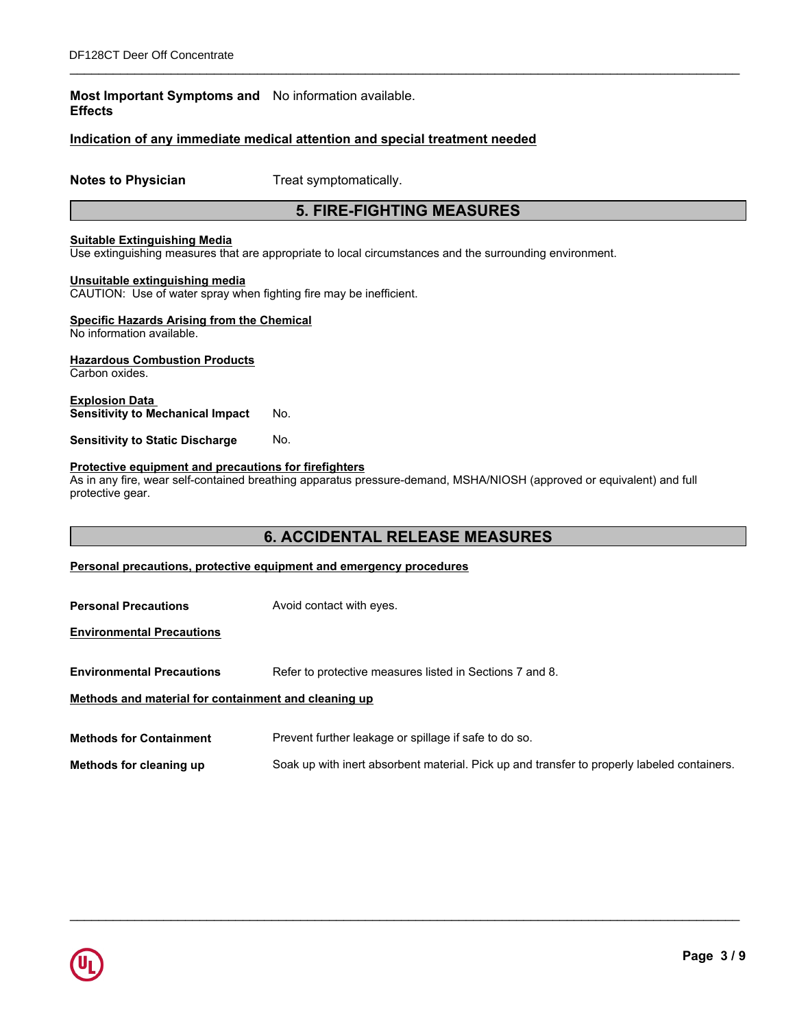**Most Important Symptoms and Effects** No information available.

**Indication of any immediate medical attention and special treatment needed**

**Notes to Physician** Treat symptomatically.

## 5. FIRE-FIGHTING MEASURES

**Suitable Extinguishing Media**

Use extinguishing measures that are appropriate to local circumstances and the surrounding environment.

**Unsuitable extinguishing media**

CAUTION: Use of water spray when fighting fire may be inefficient.

**Specific Hazards Arising from the Chemical**

No information available.

**Hazardous Combustion Products**

Carbon oxides.

**Explosion Data**

**Sensitivity to Mechanical Impact** No.

**Sensitivity to Static Discharge** No.

**Protective equipment and precautions for firefighters**

As in any fire, wear self-contained breathing apparatus pressure-demand, MSHA/NIOSH (approved or equivalent) and full protective gear.

## 6. ACCIDENTAL RELEASE MEASURES

**Personal precautions, protective equipment and emergency procedures**

**Personal Precautions** Avoid contact with eyes.

**Environmental Precautions**

**Environmental Precautions** Refer to protective measures listed in Sections 7 and 8.

**Methods and material for containment and cleaning up**

**Methods for Containment** Prevent further leakage or spillage if safe to do so.

**Methods for cleaning up** Soak up with inert absorbent material. Pick up and transfer to properly labeled containers.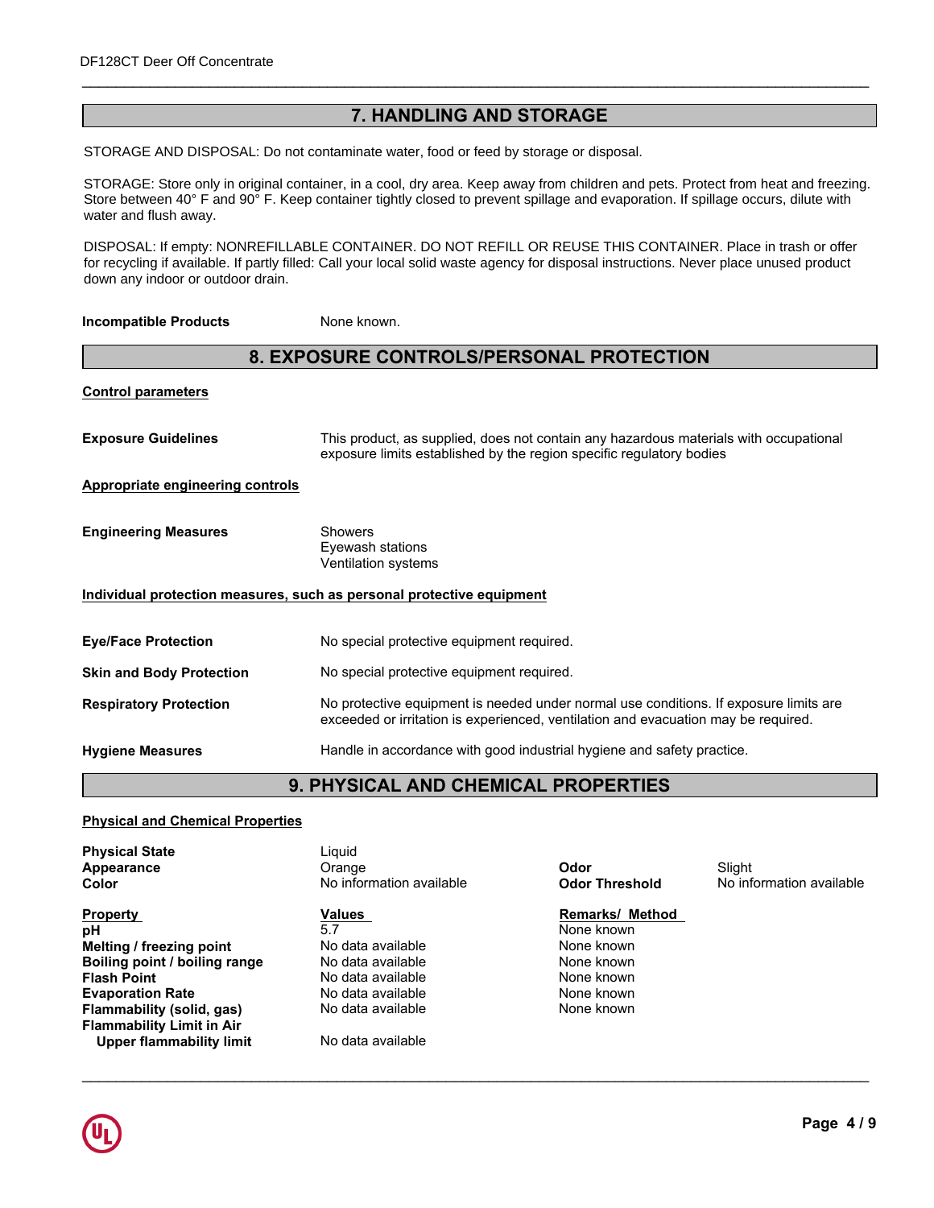## 7. HANDLING AND STORAGE

STORAGE AND DISPOSAL: Do not contaminate water, food or feed by storage or disposal.

STORAGE: Store only in original container, in a cool, dry area. Keep away from children and pets. Protect from heat and freezing. Store between 40° F and 90° F. Keep container tightly closed to prevent spillage and evaporation. If spillage occurs, dilute with water and flush away.

DISPOSAL: If empty: NONREFILLABLE CONTAINER. DO NOT REFILL OR REUSE THIS CONTAINER. Place in trash or offer for recycling if available. If partly filled: Call your local solid waste agency for disposal instructions. Never place unused product down any indoor or outdoor drain.

**Incompatible Products** None known.

## 8. EXPOSURE CONTROLS/PERSONAL PROTECTION

**Control parameters**

**Exposure Guidelines** This product, as supplied, does not contain any hazardous materials with occupational exposure limits established by the region specific regulatory bodies

**Appropriate engineering controls**

**Engineering Measures**
Showers
Eyewash stations
Ventilation systems

**Individual protection measures, such as personal protective equipment**

**Eye/Face Protection** No special protective equipment required.

**Skin and Body Protection** No special protective equipment required.

**Respiratory Protection** No protective equipment is needed under normal use conditions. If exposure limits are exceeded or irritation is experienced, ventilation and evacuation may be required.

**Hygiene Measures** Handle in accordance with good industrial hygiene and safety practice.

## 9. PHYSICAL AND CHEMICAL PROPERTIES

**Physical and Chemical Properties**

| | | | |
|---|---|---|---|
| **Physical State** | Liquid | | |
| **Appearance** | Orange | **Odor** | Slight |
| **Color** | No information available | **Odor Threshold** | No information available |

| **Property** | **Values** | **Remarks/ Method** |
|---|---|---|
| **pH** | 5.7 | None known |
| **Melting / freezing point** | No data available | None known |
| **Boiling point / boiling range** | No data available | None known |
| **Flash Point** | No data available | None known |
| **Evaporation Rate** | No data available | None known |
| **Flammability (solid, gas)** | No data available | None known |
| **Flammability Limit in Air** | | |
| **Upper flammability limit** | No data available | |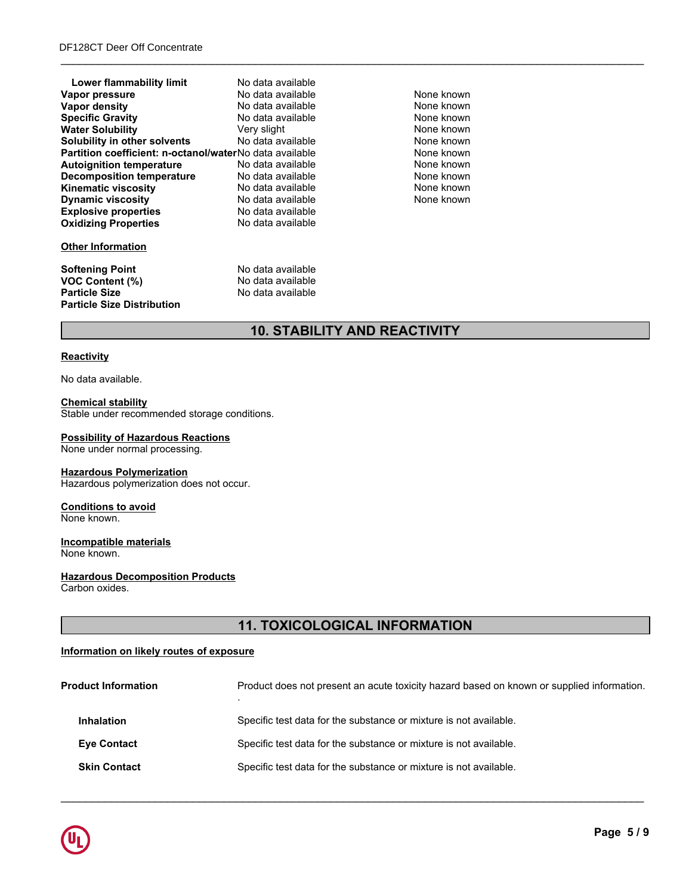| Property | Values | Remarks |
|---|---|---|
| **Lower flammability limit** | No data available | |
| **Vapor pressure** | No data available | None known |
| **Vapor density** | No data available | None known |
| **Specific Gravity** | No data available | None known |
| **Water Solubility** | Very slight | None known |
| **Solubility in other solvents** | No data available | None known |
| **Partition coefficient: n-octanol/water** | No data available | None known |
| **Autoignition temperature** | No data available | None known |
| **Decomposition temperature** | No data available | None known |
| **Kinematic viscosity** | No data available | None known |
| **Dynamic viscosity** | No data available | None known |
| **Explosive properties** | No data available | |
| **Oxidizing Properties** | No data available | |

**Other Information**

| | |
|---|---|
| **Softening Point** | No data available |
| **VOC Content (%)** | No data available |
| **Particle Size** | No data available |
| **Particle Size Distribution** | |

## 10. STABILITY AND REACTIVITY

**Reactivity**

No data available.

**Chemical stability**
Stable under recommended storage conditions.

**Possibility of Hazardous Reactions**
None under normal processing.

**Hazardous Polymerization**
Hazardous polymerization does not occur.

**Conditions to avoid**
None known.

**Incompatible materials**
None known.

**Hazardous Decomposition Products**
Carbon oxides.

## 11. TOXICOLOGICAL INFORMATION

**Information on likely routes of exposure**

| | |
|---|---|
| **Product Information** | Product does not present an acute toxicity hazard based on known or supplied information. . |
| **Inhalation** | Specific test data for the substance or mixture is not available. |
| **Eye Contact** | Specific test data for the substance or mixture is not available. |
| **Skin Contact** | Specific test data for the substance or mixture is not available. |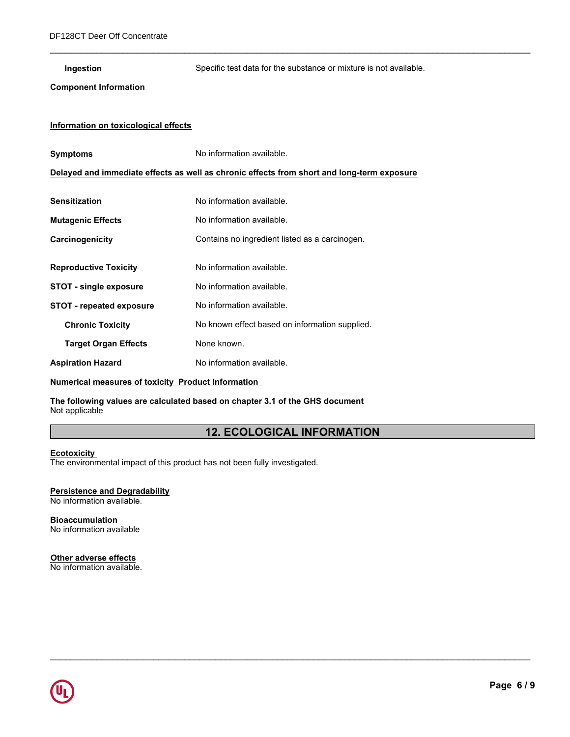**Ingestion** Specific test data for the substance or mixture is not available.

**Component Information**

**Information on toxicological effects**

| | |
|---|---|
| **Symptoms** | No information available. |

**Delayed and immediate effects as well as chronic effects from short and long-term exposure**

| | |
|---|---|
| **Sensitization** | No information available. |
| **Mutagenic Effects** | No information available. |
| **Carcinogenicity** | Contains no ingredient listed as a carcinogen. |
| **Reproductive Toxicity** | No information available. |
| **STOT - single exposure** | No information available. |
| **STOT - repeated exposure** | No information available. |
| **Chronic Toxicity** | No known effect based on information supplied. |
| **Target Organ Effects** | None known. |
| **Aspiration Hazard** | No information available. |

**Numerical measures of toxicity Product Information**

**The following values are calculated based on chapter 3.1 of the GHS document**
Not applicable

## 12. ECOLOGICAL INFORMATION

**Ecotoxicity**
The environmental impact of this product has not been fully investigated.

**Persistence and Degradability**
No information available.

**Bioaccumulation**
No information available

**Other adverse effects**
No information available.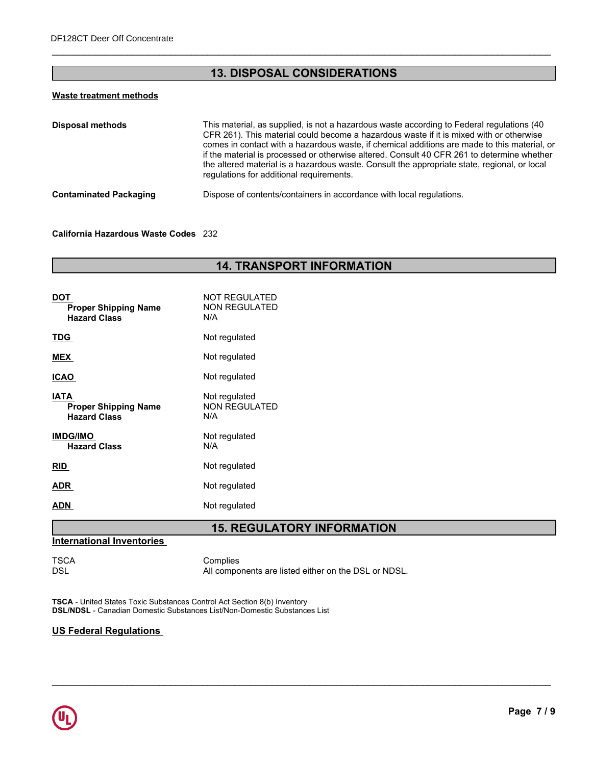## 13. DISPOSAL CONSIDERATIONS

**Waste treatment methods**

| | |
|---|---|
| **Disposal methods** | This material, as supplied, is not a hazardous waste according to Federal regulations (40 CFR 261). This material could become a hazardous waste if it is mixed with or otherwise comes in contact with a hazardous waste, if chemical additions are made to this material, or if the material is processed or otherwise altered. Consult 40 CFR 261 to determine whether the altered material is a hazardous waste. Consult the appropriate state, regional, or local regulations for additional requirements. |
| **Contaminated Packaging** | Dispose of contents/containers in accordance with local regulations. |

**California Hazardous Waste Codes** 232

## 14. TRANSPORT INFORMATION

| | |
|---|---|
| **DOT** | NOT REGULATED |
| **Proper Shipping Name** | NON REGULATED |
| **Hazard Class** | N/A |
| **TDG** | Not regulated |
| **MEX** | Not regulated |
| **ICAO** | Not regulated |
| **IATA** | Not regulated |
| **Proper Shipping Name** | NON REGULATED |
| **Hazard Class** | N/A |
| **IMDG/IMO** | Not regulated |
| **Hazard Class** | N/A |
| **RID** | Not regulated |
| **ADR** | Not regulated |
| **ADN** | Not regulated |

## 15. REGULATORY INFORMATION

**International Inventories**

| | |
|---|---|
| TSCA | Complies |
| DSL | All components are listed either on the DSL or NDSL. |

**TSCA** - United States Toxic Substances Control Act Section 8(b) Inventory
**DSL/NDSL** - Canadian Domestic Substances List/Non-Domestic Substances List

**US Federal Regulations**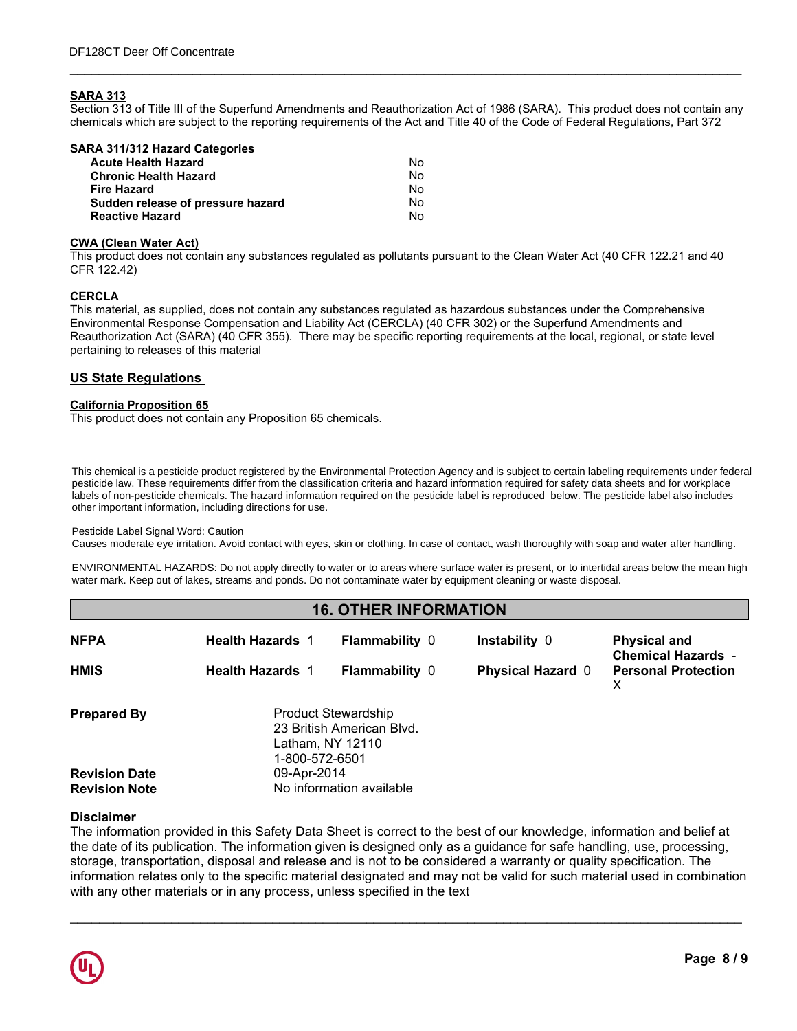**SARA 313**

Section 313 of Title III of the Superfund Amendments and Reauthorization Act of 1986 (SARA). This product does not contain any chemicals which are subject to the reporting requirements of the Act and Title 40 of the Code of Federal Regulations, Part 372

**SARA 311/312 Hazard Categories**

| | |
|---|---|
| **Acute Health Hazard** | No |
| **Chronic Health Hazard** | No |
| **Fire Hazard** | No |
| **Sudden release of pressure hazard** | No |
| **Reactive Hazard** | No |

**CWA (Clean Water Act)**

This product does not contain any substances regulated as pollutants pursuant to the Clean Water Act (40 CFR 122.21 and 40 CFR 122.42)

**CERCLA**

This material, as supplied, does not contain any substances regulated as hazardous substances under the Comprehensive Environmental Response Compensation and Liability Act (CERCLA) (40 CFR 302) or the Superfund Amendments and Reauthorization Act (SARA) (40 CFR 355). There may be specific reporting requirements at the local, regional, or state level pertaining to releases of this material

## US State Regulations

**California Proposition 65**

This product does not contain any Proposition 65 chemicals.

This chemical is a pesticide product registered by the Environmental Protection Agency and is subject to certain labeling requirements under federal pesticide law. These requirements differ from the classification criteria and hazard information required for safety data sheets and for workplace labels of non-pesticide chemicals. The hazard information required on the pesticide label is reproduced below. The pesticide label also includes other important information, including directions for use.

Pesticide Label Signal Word: Caution
Causes moderate eye irritation. Avoid contact with eyes, skin or clothing. In case of contact, wash thoroughly with soap and water after handling.

ENVIRONMENTAL HAZARDS: Do not apply directly to water or to areas where surface water is present, or to intertidal areas below the mean high water mark. Keep out of lakes, streams and ponds. Do not contaminate water by equipment cleaning or waste disposal.

## 16. OTHER INFORMATION

| | | | | |
|---|---|---|---|---|
| **NFPA** | **Health Hazards** 1 | **Flammability** 0 | **Instability** 0 | **Physical and Chemical Hazards** - |
| **HMIS** | **Health Hazards** 1 | **Flammability** 0 | **Physical Hazard** 0 | **Personal Protection** X |

**Prepared By**
Product Stewardship
23 British American Blvd.
Latham, NY 12110
1-800-572-6501

**Revision Date** 09-Apr-2014

**Revision Note** No information available

**Disclaimer**

The information provided in this Safety Data Sheet is correct to the best of our knowledge, information and belief at the date of its publication. The information given is designed only as a guidance for safe handling, use, processing, storage, transportation, disposal and release and is not to be considered a warranty or quality specification. The information relates only to the specific material designated and may not be valid for such material used in combination with any other materials or in any process, unless specified in the text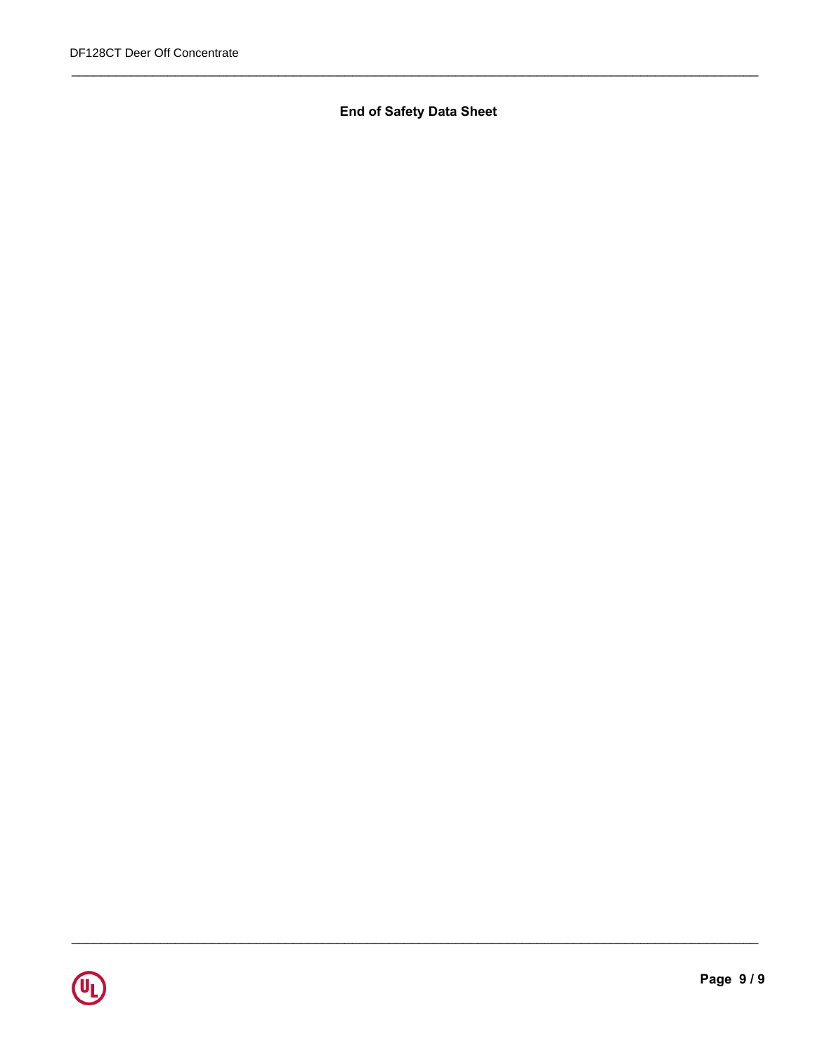**End of Safety Data Sheet**